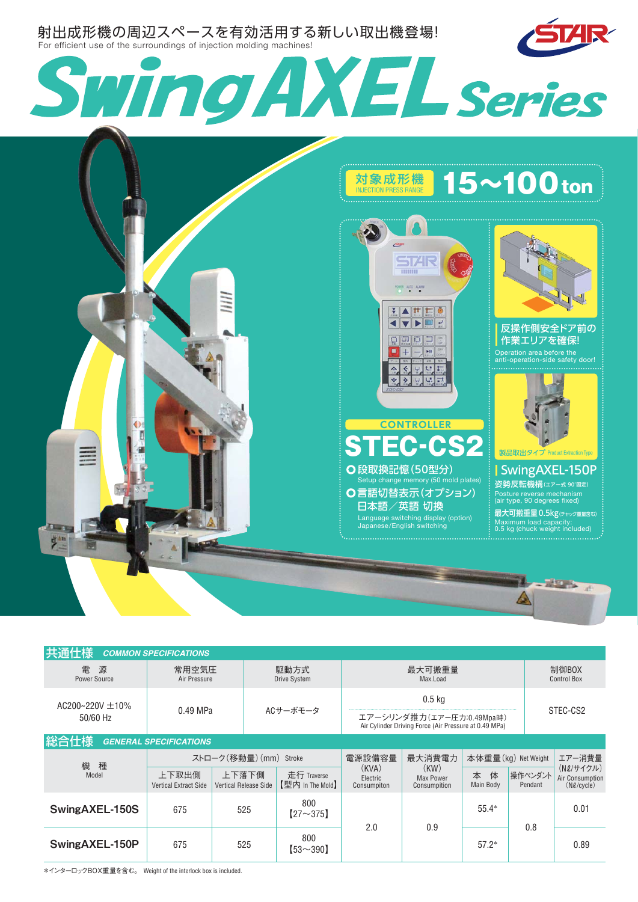射出成形機の周辺スペースを有効活用する新しい取出機登場!
For efficient use of the surroundings of injection molding machines!

# SwingAXEL Series

**対象成形機** INJECTION PRESS RANGE **15～100 ton**

## CONTROLLER STEC-CS2

- 段取換記憶(50型分)
  Setup change memory (50 mold plates)
- 言語切替表示(オプション) 日本語／英語 切換
  Language switching display (option) Japanese/English switching

反操作側安全ドア前の作業エリアを確保!
Operation area before the anti-operation-side safety door!

製品取出タイプ Product Extraction Type

## SwingAXEL-150P

姿勢反転機構(エアー式 90°固定)
Posture reverse mechanism (air type, 90 degrees fixed)

最大可搬重量0.5kg(チャック重量含む)
Maximum load capacity: 0.5 kg (chuck weight included)

## 共通仕様 COMMON SPECIFICATIONS

| 電　源 Power Source | 常用空気圧 Air Pressure | 駆動方式 Drive System | 最大可搬重量 Max.Load | 制御BOX Control Box |
|---|---|---|---|---|
| AC200~220V ±10% 50/60 Hz | 0.49 MPa | ACサーボモータ | 0.5 kg / エアーシリンダ推力(エアー圧力:0.49Mpa時) Air Cylinder Driving Force (Air Pressure at 0.49 MPa) | STEC-CS2 |

## 総合仕様 GENERAL SPECIFICATIONS

| 機　種 Model | ストローク(移動量)(mm) Stroke | | | 電源設備容量 (KVA) Electric Consumpiton | 最大消費電力 (KW) Max Power Consumption | 本体重量(kg) Net Weight | | エアー消費量 (Nℓ/サイクル) Air Consumption (Nℓ/cycle) |
|---|---|---|---|---|---|---|---|---|
| | 上下取出側 Vertical Extract Side | 上下落下側 Vertical Release Side | 走行 Traverse 【型内 In The Mold】 | | | 本　体 Main Body | 操作ペンダント Pendant | |
| SwingAXEL-150S | 675 | 525 | 800 【27～375】 | 2.0 | 0.9 | 55.4* | 0.8 | 0.01 |
| SwingAXEL-150P | 675 | 525 | 800 【53～390】 | 2.0 | 0.9 | 57.2* | 0.8 | 0.89 |

*インターロックBOX重量を含む。 Weight of the interlock box is included.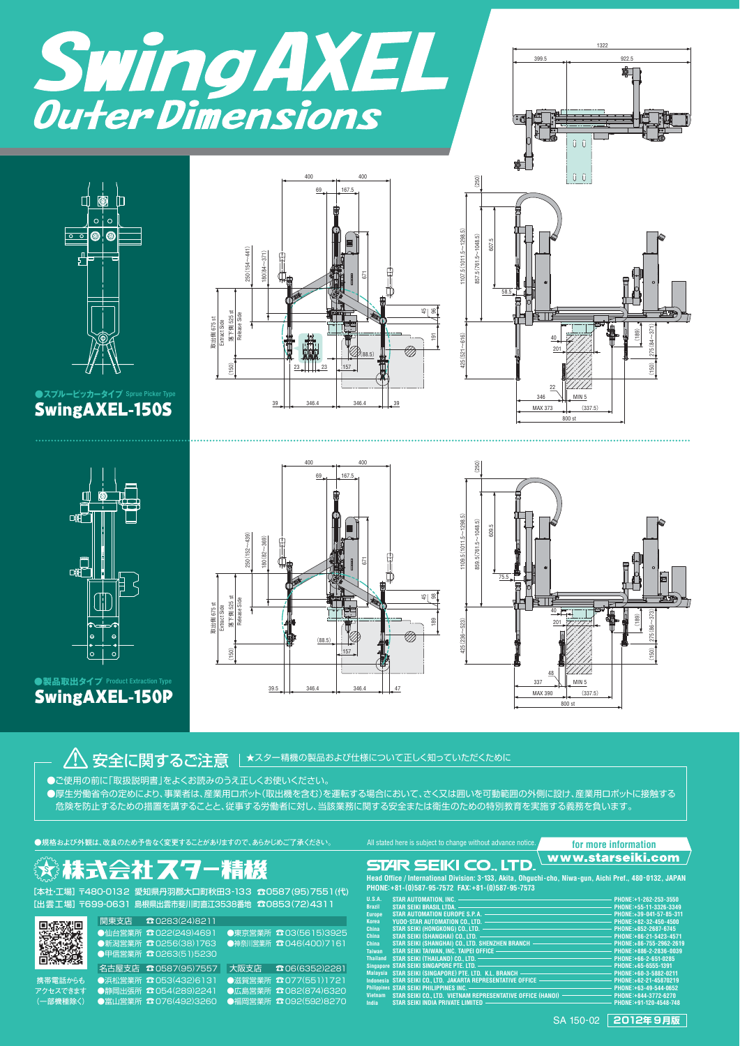# SwingAXEL Outer Dimensions

●スプルーピッカータイプ Sprue Picker Type

## SwingAXEL-150S

1322
399.5
922.5

400
400
69
167.5
250 (154~441)
180 (84~371)
671
45
36
191
取出側 675 st
Extract Side
落下側 525 st
Release Side
(150)
(88.5)
23
23
157
39
346.4
346.4
39

(250)
1107.5 (1011.5~1298.5)
857.5 (761.5~1048.5)
607.5
58.5
425 (521~616)
40
201
(189)
275 (84~371)
(150)
22
346
MIN 5
MAX 373
(337.5)
800 st

●製品取出タイプ Product Extraction Type

## SwingAXEL-150P

400
400
69
167.5
250 (152~439)
180 (82~369)
671
45
36
189
取出側 675 st
Extract Side
落下側 525 st
Release Side
(150)
(88.5)
157
39.5
346.4
346.4
47

(250)
1109.5 (1011.5~1298.5)
859.5 (761.5~1048.5)
609.5
75.5
425 (236~523)
40
201
(189)
275 (86~373)
(150)
48
337
MIN 5
MAX 390
(337.5)
800 st

## ⚠ 安全に関するご注意

★スター精機の製品および仕様について正しく知っていただくために

●ご使用の前に「取扱説明書」をよくお読みのうえ正しくお使いください。
●厚生労働省令の定めにより、事業者は、産業用ロボット(取出機を含む)を運転する場合において、さく又は囲いを可動範囲の外側に設け、産業用ロボットに接触する危険を防止するための措置を講ずることと、従事する労働者に対し、当該業務に関する安全または衛生のための特別教育を実施する義務を負います。

●規格および外観は、改良のため予告なく変更することがありますので、あらかじめご了承ください。

All stated here is subject to change without advance notice.

## 株式会社スター精機

[本社・工場] 〒480-0132 愛知県丹羽郡大口町秋田3-133 ☎0587(95)7551(代)
[出雲工場] 〒699-0631 島根県出雲市斐川町直江3538番地 ☎0853(72)4311

携帯電話からもアクセスできます(一部機種除く)

| | | | |
|---|---|---|---|
| 関東支店 | ☎0283(24)8211 | | |
| ●仙台営業所 | ☎022(249)4691 | ●東京営業所 | ☎03(5615)3925 |
| ●新潟営業所 | ☎0256(38)1763 | ●神奈川営業所 | ☎046(400)7161 |
| ●甲信営業所 | ☎0263(51)5230 | | |
| 名古屋支店 | ☎0587(95)7557 | 大阪支店 | ☎06(6352)2281 |
| ●浜松営業所 | ☎053(432)6131 | ●滋賀営業所 | ☎077(551)1721 |
| ●静岡出張所 | ☎054(289)2241 | ●広島営業所 | ☎082(874)6320 |
| ●富山営業所 | ☎076(492)3260 | ●福岡営業所 | ☎092(592)8270 |

for more information
www.starseiki.com

## STAR SEIKI CO., LTD.

Head Office / International Division: 3-133, Akita, Ohguchi-cho, Niwa-gun, Aichi Pref., 480-0132, JAPAN
PHONE:+81-(0)587-95-7572 FAX:+81-(0)587-95-7573

| | | |
|---|---|---|
| U.S.A. | STAR AUTOMATION, INC. | PHONE:+1-262-253-3550 |
| Brazil | STAR SEIKI BRASIL LTDA. | PHONE:+55-11-3326-3349 |
| Europe | STAR AUTOMATION EUROPE S.P.A. | PHONE:+39-041-57-85-311 |
| Korea | YUDO-STAR AUTOMATION CO., LTD. | PHONE:+82-32-450-4500 |
| China | STAR SEIKI (HONGKONG) CO., LTD. | PHONE:+852-2687-6745 |
| China | STAR SEIKI (SHANGHAI) CO., LTD. | PHONE:+86-21-5423-4571 |
| China | STAR SEIKI (SHANGHAI) CO., LTD. SHENZHEN BRANCH | PHONE:+86-755-2962-2619 |
| Taiwan | STAR SEIKI TAIWAN, INC. TAIPEI OFFICE | PHONE:+886-2-2836-0039 |
| Thailand | STAR SEIKI (THAILAND) CO., LTD. | PHONE:+66-2-651-0285 |
| Singapore | STAR SEIKI SINGAPORE PTE. LTD. | PHONE:+65-6555-1391 |
| Malaysia | STAR SEIKI (SINGAPORE) PTE. LTD. K.L. BRANCH | PHONE:+60-3-5882-0211 |
| Indonesia | STAR SEIKI CO., LTD. JAKARTA REPRESENTATIVE OFFICE | PHONE:+62-21-45870219 |
| Philippines | STAR SEIKI PHILIPPINES INC. | PHONE:+63-49-544-0652 |
| Vietnam | STAR SEIKI CO., LTD. VIETNAM REPRESENTATIVE OFFICE (HANOI) | PHONE:+844-3772-6270 |
| India | STAR SEIKI INDIA PRIVATE LIMITED | PHONE:+91-120-4548-748 |

SA 150-02 2012年9月版